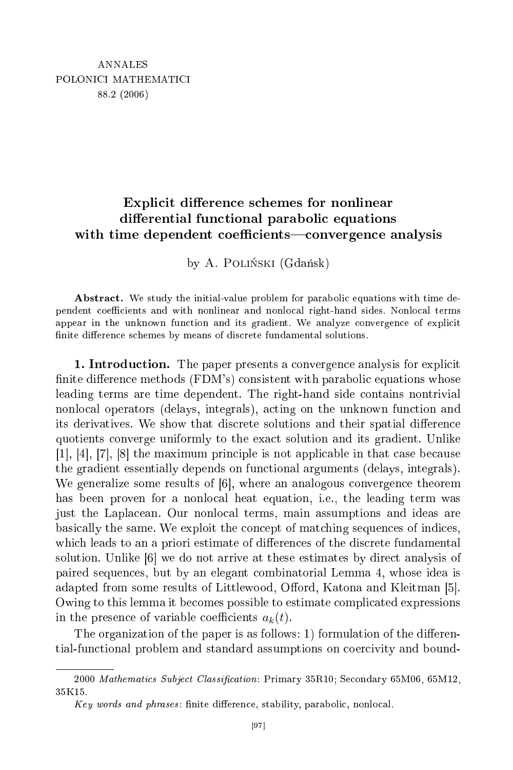# Explicit difference schemes for nonlinear differential functional parabolic equations with time dependent coefficients—convergence analysis

by A. Poliński (Gdańsk)

**Abstract.** We study the initial-value problem for parabolic equations with time dependent coefficients and with nonlinear and nonlocal right-hand sides. Nonlocal terms appear in the unknown function and its gradient. We analyze convergence of explicit finite difference schemes by means of discrete fundamental solutions.

**1. Introduction.** The paper presents a convergence analysis for explicit finite difference methods (FDM's) consistent with parabolic equations whose leading terms are time dependent. The right-hand side contains nontrivial nonlocal operators (delays, integrals), acting on the unknown function and its derivatives. We show that discrete solutions and their spatial difference quotients converge uniformly to the exact solution and its gradient. Unlike [1], [4], [7], [8] the maximum principle is not applicable in that case because the gradient essentially depends on functional arguments (delays, integrals). We generalize some results of [6], where an analogous convergence theorem has been proven for a nonlocal heat equation, i.e., the leading term was just the Laplacean. Our nonlocal terms, main assumptions and ideas are basically the same. We exploit the concept of matching sequences of indices, which leads to an a priori estimate of differences of the discrete fundamental solution. Unlike [6] we do not arrive at these estimates by direct analysis of paired sequences, but by an elegant combinatorial Lemma 4, whose idea is adapted from some results of Littlewood, Offord, Katona and Kleitman [5]. Owing to this lemma it becomes possible to estimate complicated expressions in the presence of variable coefficients $a_k(t)$.

The organization of the paper is as follows: 1) formulation of the differential-functional problem and standard assumptions on coercivity and bound-

---

2000 *Mathematics Subject Classification*: Primary 35R10; Secondary 65M06, 65M12, 35K15.

*Key words and phrases*: finite difference, stability, parabolic, nonlocal.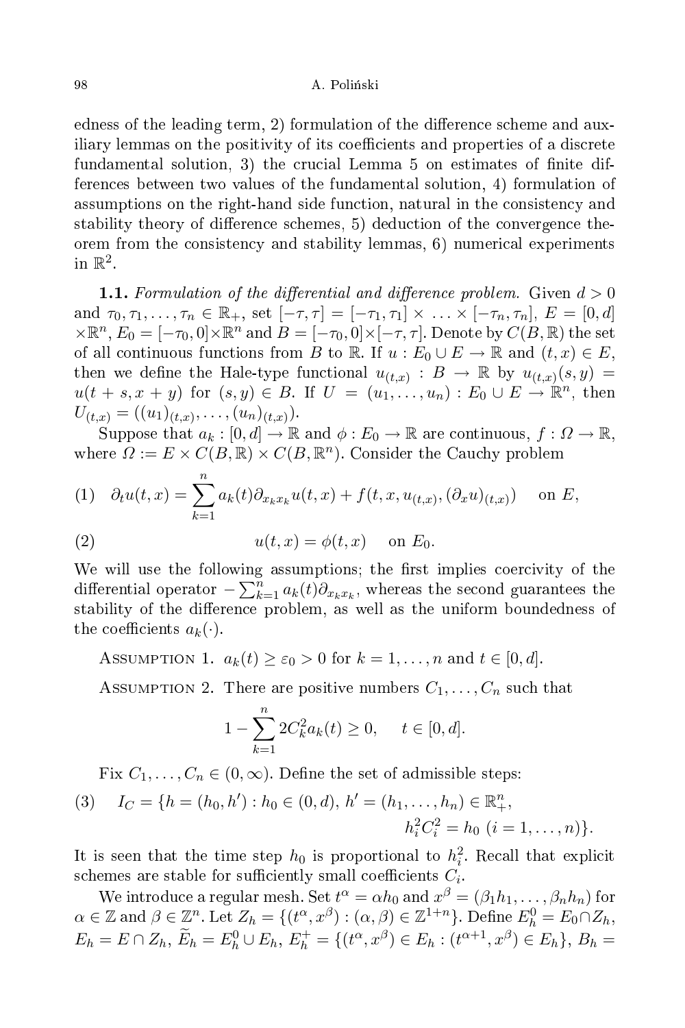edness of the leading term, 2) formulation of the difference scheme and auxiliary lemmas on the positivity of its coefficients and properties of a discrete fundamental solution, 3) the crucial Lemma 5 on estimates of finite differences between two values of the fundamental solution, 4) formulation of assumptions on the right-hand side function, natural in the consistency and stability theory of difference schemes, 5) deduction of the convergence theorem from the consistency and stability lemmas, 6) numerical experiments in $\mathbb{R}^2$.

**1.1.** *Formulation of the differential and difference problem.* Given $d > 0$ and $\tau_0, \tau_1, \ldots, \tau_n \in \mathbb{R}_+$, set $[-\tau, \tau] = [-\tau_1, \tau_1] \times \ldots \times [-\tau_n, \tau_n]$, $E = [0, d] \times \mathbb{R}^n$, $E_0 = [-\tau_0, 0] \times \mathbb{R}^n$ and $B = [-\tau_0, 0] \times [-\tau, \tau]$. Denote by $C(B, \mathbb{R})$ the set of all continuous functions from $B$ to $\mathbb{R}$. If $u : E_0 \cup E \to \mathbb{R}$ and $(t, x) \in E$, then we define the Hale-type functional $u_{(t,x)} : B \to \mathbb{R}$ by $u_{(t,x)}(s, y) = u(t + s, x + y)$ for $(s, y) \in B$. If $U = (u_1, \ldots, u_n) : E_0 \cup E \to \mathbb{R}^n$, then $U_{(t,x)} = ((u_1)_{(t,x)}, \ldots, (u_n)_{(t,x)})$.

Suppose that $a_k : [0, d] \to \mathbb{R}$ and $\phi : E_0 \to \mathbb{R}$ are continuous, $f : \Omega \to \mathbb{R}$, where $\Omega := E \times C(B, \mathbb{R}) \times C(B, \mathbb{R}^n)$. Consider the Cauchy problem

$$\partial_t u(t, x) = \sum_{k=1}^{n} a_k(t) \partial_{x_k x_k} u(t, x) + f(t, x, u_{(t,x)}, (\partial_x u)_{(t,x)}) \quad \text{on } E, \tag{1}$$

$$u(t, x) = \phi(t, x) \quad \text{on } E_0. \tag{2}$$

We will use the following assumptions; the first implies coercivity of the differential operator $-\sum_{k=1}^{n} a_k(t) \partial_{x_k x_k}$, whereas the second guarantees the stability of the difference problem, as well as the uniform boundedness of the coefficients $a_k(\cdot)$.

Assumption 1. $a_k(t) \geq \varepsilon_0 > 0$ for $k = 1, \ldots, n$ and $t \in [0, d]$.

Assumption 2. There are positive numbers $C_1, \ldots, C_n$ such that

$$1 - \sum_{k=1}^{n} 2C_k^2 a_k(t) \geq 0, \quad t \in [0, d].$$

Fix $C_1, \ldots, C_n \in (0, \infty)$. Define the set of admissible steps:

$$I_C = \{h = (h_0, h') : h_0 \in (0, d),\ h' = (h_1, \ldots, h_n) \in \mathbb{R}^n_+,\ h_i^2 C_i^2 = h_0 \ (i = 1, \ldots, n)\}. \tag{3}$$

It is seen that the time step $h_0$ is proportional to $h_i^2$. Recall that explicit schemes are stable for sufficiently small coefficients $C_i$.

We introduce a regular mesh. Set $t^\alpha = \alpha h_0$ and $x^\beta = (\beta_1 h_1, \ldots, \beta_n h_n)$ for $\alpha \in \mathbb{Z}$ and $\beta \in \mathbb{Z}^n$. Let $Z_h = \{(t^\alpha, x^\beta) : (\alpha, \beta) \in \mathbb{Z}^{1+n}\}$. Define $E_h^0 = E_0 \cap Z_h$, $E_h = E \cap Z_h$, $\widetilde{E}_h = E_h^0 \cup E_h$, $E_h^+ = \{(t^\alpha, x^\beta) \in E_h : (t^{\alpha+1}, x^\beta) \in E_h\}$, $B_h =$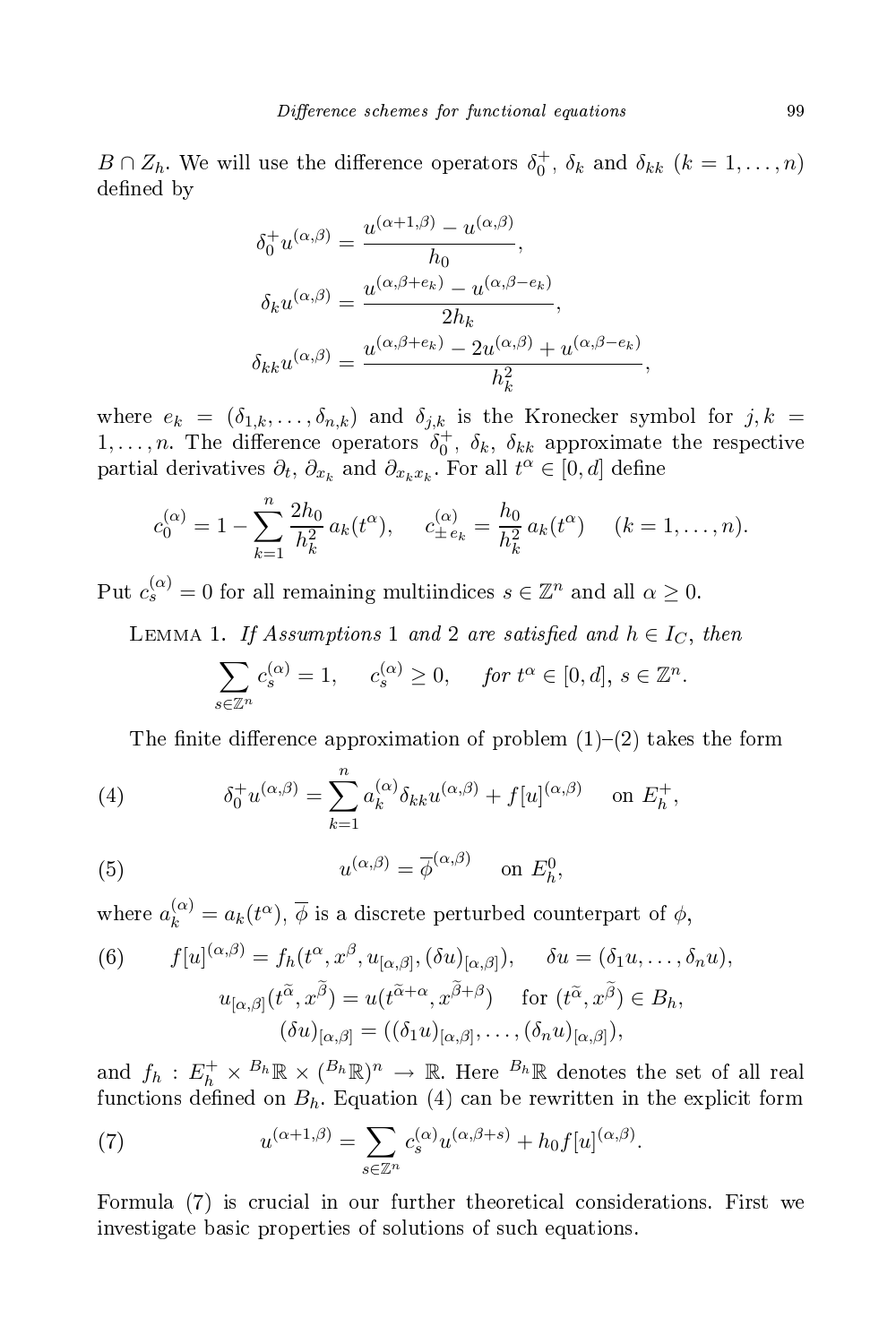$B \cap Z_h$. We will use the difference operators $\delta_0^+$, $\delta_k$ and $\delta_{kk}$ $(k = 1, \ldots, n)$ defined by

$$\delta_0^+ u^{(\alpha,\beta)} = \frac{u^{(\alpha+1,\beta)} - u^{(\alpha,\beta)}}{h_0},$$

$$\delta_k u^{(\alpha,\beta)} = \frac{u^{(\alpha,\beta+e_k)} - u^{(\alpha,\beta-e_k)}}{2h_k},$$

$$\delta_{kk} u^{(\alpha,\beta)} = \frac{u^{(\alpha,\beta+e_k)} - 2u^{(\alpha,\beta)} + u^{(\alpha,\beta-e_k)}}{h_k^2},$$

where $e_k = (\delta_{1,k}, \ldots, \delta_{n,k})$ and $\delta_{j,k}$ is the Kronecker symbol for $j, k = 1, \ldots, n$. The difference operators $\delta_0^+$, $\delta_k$, $\delta_{kk}$ approximate the respective partial derivatives $\partial_t$, $\partial_{x_k}$ and $\partial_{x_k x_k}$. For all $t^\alpha \in [0, d]$ define

$$c_0^{(\alpha)} = 1 - \sum_{k=1}^{n} \frac{2h_0}{h_k^2}\, a_k(t^\alpha), \qquad c_{\pm e_k}^{(\alpha)} = \frac{h_0}{h_k^2}\, a_k(t^\alpha) \qquad (k = 1, \ldots, n).$$

Put $c_s^{(\alpha)} = 0$ for all remaining multiindices $s \in \mathbb{Z}^n$ and all $\alpha \geq 0$.

Lemma 1. *If Assumptions* 1 *and* 2 *are satisfied and* $h \in I_C$, *then*

$$\sum_{s \in \mathbb{Z}^n} c_s^{(\alpha)} = 1, \qquad c_s^{(\alpha)} \geq 0, \qquad \text{for } t^\alpha \in [0, d],\ s \in \mathbb{Z}^n.$$

The finite difference approximation of problem (1)–(2) takes the form

$$\delta_0^+ u^{(\alpha,\beta)} = \sum_{k=1}^{n} a_k^{(\alpha)} \delta_{kk} u^{(\alpha,\beta)} + f[u]^{(\alpha,\beta)} \quad \text{on } E_h^+, \tag{4}$$

$$u^{(\alpha,\beta)} = \overline{\phi}^{(\alpha,\beta)} \quad \text{on } E_h^0, \tag{5}$$

where $a_k^{(\alpha)} = a_k(t^\alpha)$, $\overline{\phi}$ is a discrete perturbed counterpart of $\phi$,

$$f[u]^{(\alpha,\beta)} = f_h(t^\alpha, x^\beta, u_{[\alpha,\beta]}, (\delta u)_{[\alpha,\beta]}), \qquad \delta u = (\delta_1 u, \ldots, \delta_n u), \tag{6}$$

$$u_{[\alpha,\beta]}(t^{\widetilde{\alpha}}, x^{\widetilde{\beta}}) = u(t^{\widetilde{\alpha}+\alpha}, x^{\widetilde{\beta}+\beta}) \quad \text{for } (t^{\widetilde{\alpha}}, x^{\widetilde{\beta}}) \in B_h,$$

$$(\delta u)_{[\alpha,\beta]} = ((\delta_1 u)_{[\alpha,\beta]}, \ldots, (\delta_n u)_{[\alpha,\beta]}),$$

and $f_h : E_h^+ \times {}^{B_h}\mathbb{R} \times ({}^{B_h}\mathbb{R})^n \to \mathbb{R}$. Here ${}^{B_h}\mathbb{R}$ denotes the set of all real functions defined on $B_h$. Equation (4) can be rewritten in the explicit form

$$u^{(\alpha+1,\beta)} = \sum_{s \in \mathbb{Z}^n} c_s^{(\alpha)} u^{(\alpha,\beta+s)} + h_0 f[u]^{(\alpha,\beta)}. \tag{7}$$

Formula (7) is crucial in our further theoretical considerations. First we investigate basic properties of solutions of such equations.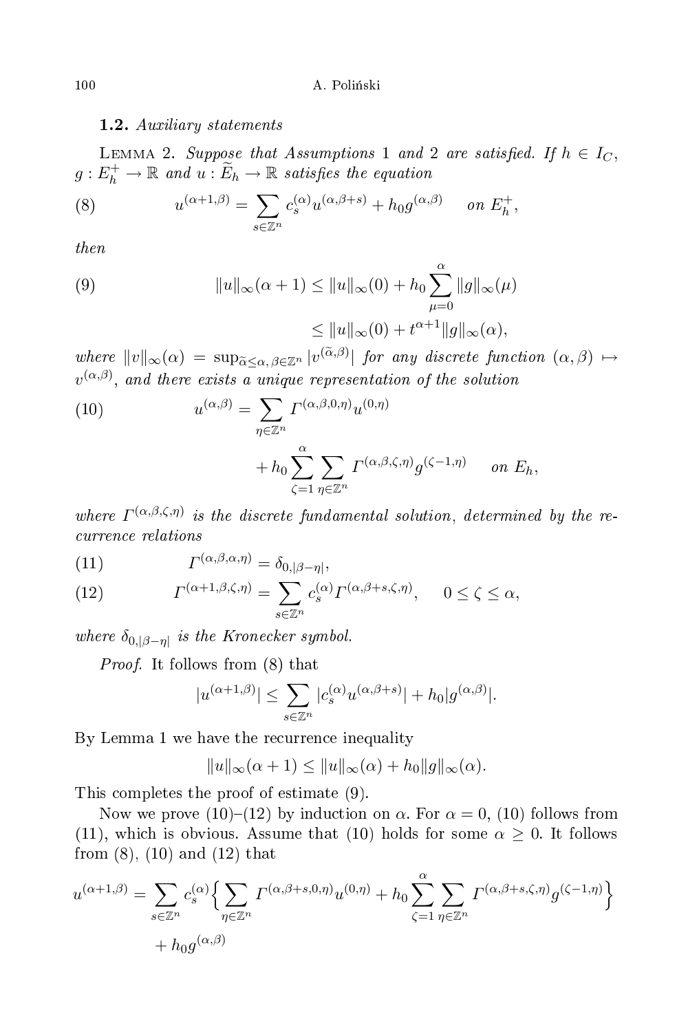### 1.2. *Auxiliary statements*

LEMMA 2. *Suppose that Assumptions 1 and 2 are satisfied. If $h \in I_C$, $g : E_h^+ \to \mathbb{R}$ and $u : \widetilde{E}_h \to \mathbb{R}$ satisfies the equation*

$$u^{(\alpha+1,\beta)} = \sum_{s\in\mathbb{Z}^n} c_s^{(\alpha)} u^{(\alpha,\beta+s)} + h_0 g^{(\alpha,\beta)} \quad \text{on } E_h^+, \tag{8}$$

*then*

$$\begin{aligned} \|u\|_\infty(\alpha+1) &\le \|u\|_\infty(0) + h_0 \sum_{\mu=0}^{\alpha} \|g\|_\infty(\mu) \\ &\le \|u\|_\infty(0) + t^{\alpha+1}\|g\|_\infty(\alpha), \end{aligned} \tag{9}$$

*where $\|v\|_\infty(\alpha) = \sup_{\widetilde{\alpha}\le\alpha,\,\beta\in\mathbb{Z}^n} |v^{(\widetilde{\alpha},\beta)}|$ for any discrete function $(\alpha,\beta) \mapsto v^{(\alpha,\beta)}$, and there exists a unique representation of the solution*

$$u^{(\alpha,\beta)} = \sum_{\eta\in\mathbb{Z}^n} \Gamma^{(\alpha,\beta,0,\eta)} u^{(0,\eta)} + h_0 \sum_{\zeta=1}^{\alpha} \sum_{\eta\in\mathbb{Z}^n} \Gamma^{(\alpha,\beta,\zeta,\eta)} g^{(\zeta-1,\eta)} \quad \text{on } E_h, \tag{10}$$

*where $\Gamma^{(\alpha,\beta,\zeta,\eta)}$ is the discrete fundamental solution, determined by the recurrence relations*

$$\Gamma^{(\alpha,\beta,\alpha,\eta)} = \delta_{0,|\beta-\eta|}, \tag{11}$$

$$\Gamma^{(\alpha+1,\beta,\zeta,\eta)} = \sum_{s\in\mathbb{Z}^n} c_s^{(\alpha)} \Gamma^{(\alpha,\beta+s,\zeta,\eta)}, \quad 0 \le \zeta \le \alpha, \tag{12}$$

*where $\delta_{0,|\beta-\eta|}$ is the Kronecker symbol.*

*Proof.* It follows from (8) that

$$|u^{(\alpha+1,\beta)}| \le \sum_{s\in\mathbb{Z}^n} |c_s^{(\alpha)} u^{(\alpha,\beta+s)}| + h_0 |g^{(\alpha,\beta)}|.$$

By Lemma 1 we have the recurrence inequality

$$\|u\|_\infty(\alpha+1) \le \|u\|_\infty(\alpha) + h_0\|g\|_\infty(\alpha).$$

This completes the proof of estimate (9).

Now we prove (10)–(12) by induction on $\alpha$. For $\alpha = 0$, (10) follows from (11), which is obvious. Assume that (10) holds for some $\alpha \ge 0$. It follows from (8), (10) and (12) that

$$u^{(\alpha+1,\beta)} = \sum_{s\in\mathbb{Z}^n} c_s^{(\alpha)} \Big\{ \sum_{\eta\in\mathbb{Z}^n} \Gamma^{(\alpha,\beta+s,0,\eta)} u^{(0,\eta)} + h_0 \sum_{\zeta=1}^{\alpha} \sum_{\eta\in\mathbb{Z}^n} \Gamma^{(\alpha,\beta+s,\zeta,\eta)} g^{(\zeta-1,\eta)} \Big\} + h_0 g^{(\alpha,\beta)}$$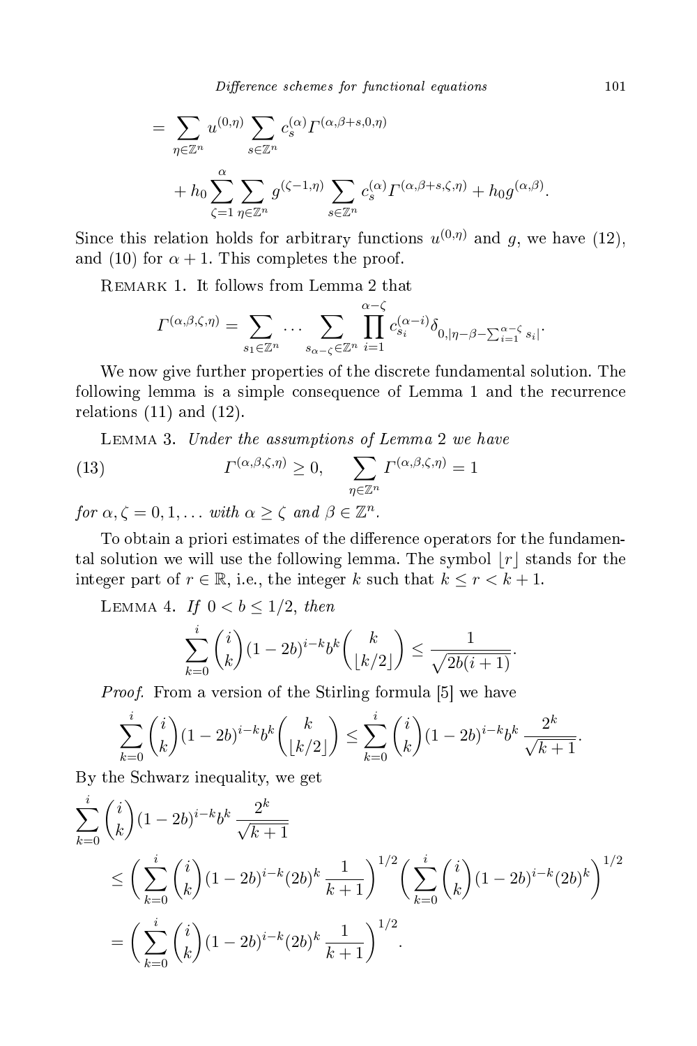$$
= \sum_{\eta\in\mathbb{Z}^n} u^{(0,\eta)} \sum_{s\in\mathbb{Z}^n} c_s^{(\alpha)} \Gamma^{(\alpha,\beta+s,0,\eta)}
$$

$$
+ h_0 \sum_{\zeta=1}^{\alpha} \sum_{\eta\in\mathbb{Z}^n} g^{(\zeta-1,\eta)} \sum_{s\in\mathbb{Z}^n} c_s^{(\alpha)} \Gamma^{(\alpha,\beta+s,\zeta,\eta)} + h_0 g^{(\alpha,\beta)}.
$$

Since this relation holds for arbitrary functions $u^{(0,\eta)}$ and $g$, we have (12), and (10) for $\alpha+1$. This completes the proof.

Remark 1. It follows from Lemma 2 that

$$
\Gamma^{(\alpha,\beta,\zeta,\eta)} = \sum_{s_1\in\mathbb{Z}^n} \cdots \sum_{s_{\alpha-\zeta}\in\mathbb{Z}^n} \prod_{i=1}^{\alpha-\zeta} c_{s_i}^{(\alpha-i)} \delta_{0,|\eta-\beta-\sum_{i=1}^{\alpha-\zeta} s_i|}.
$$

We now give further properties of the discrete fundamental solution. The following lemma is a simple consequence of Lemma 1 and the recurrence relations (11) and (12).

Lemma 3. *Under the assumptions of Lemma* 2 *we have*

$$
\Gamma^{(\alpha,\beta,\zeta,\eta)} \geq 0, \qquad \sum_{\eta\in\mathbb{Z}^n} \Gamma^{(\alpha,\beta,\zeta,\eta)} = 1 \tag{13}
$$

*for* $\alpha,\zeta = 0,1,\ldots$ *with* $\alpha \geq \zeta$ *and* $\beta\in\mathbb{Z}^n$.

To obtain a priori estimates of the difference operators for the fundamental solution we will use the following lemma. The symbol $\lfloor r\rfloor$ stands for the integer part of $r\in\mathbb{R}$, i.e., the integer $k$ such that $k \leq r < k+1$.

Lemma 4. *If* $0 < b \leq 1/2$, *then*

$$
\sum_{k=0}^{i} \binom{i}{k} (1-2b)^{i-k} b^k \binom{k}{\lfloor k/2\rfloor} \leq \frac{1}{\sqrt{2b(i+1)}}.
$$

*Proof.* From a version of the Stirling formula [5] we have

$$
\sum_{k=0}^{i} \binom{i}{k} (1-2b)^{i-k} b^k \binom{k}{\lfloor k/2\rfloor} \leq \sum_{k=0}^{i} \binom{i}{k} (1-2b)^{i-k} b^k \, \frac{2^k}{\sqrt{k+1}}.
$$

By the Schwarz inequality, we get

$$
\sum_{k=0}^{i} \binom{i}{k} (1-2b)^{i-k} b^k \, \frac{2^k}{\sqrt{k+1}}
$$

$$
\leq \bigg( \sum_{k=0}^{i} \binom{i}{k} (1-2b)^{i-k} (2b)^k \, \frac{1}{k+1} \bigg)^{1/2} \bigg( \sum_{k=0}^{i} \binom{i}{k} (1-2b)^{i-k} (2b)^k \bigg)^{1/2}
$$

$$
= \bigg( \sum_{k=0}^{i} \binom{i}{k} (1-2b)^{i-k} (2b)^k \, \frac{1}{k+1} \bigg)^{1/2}.
$$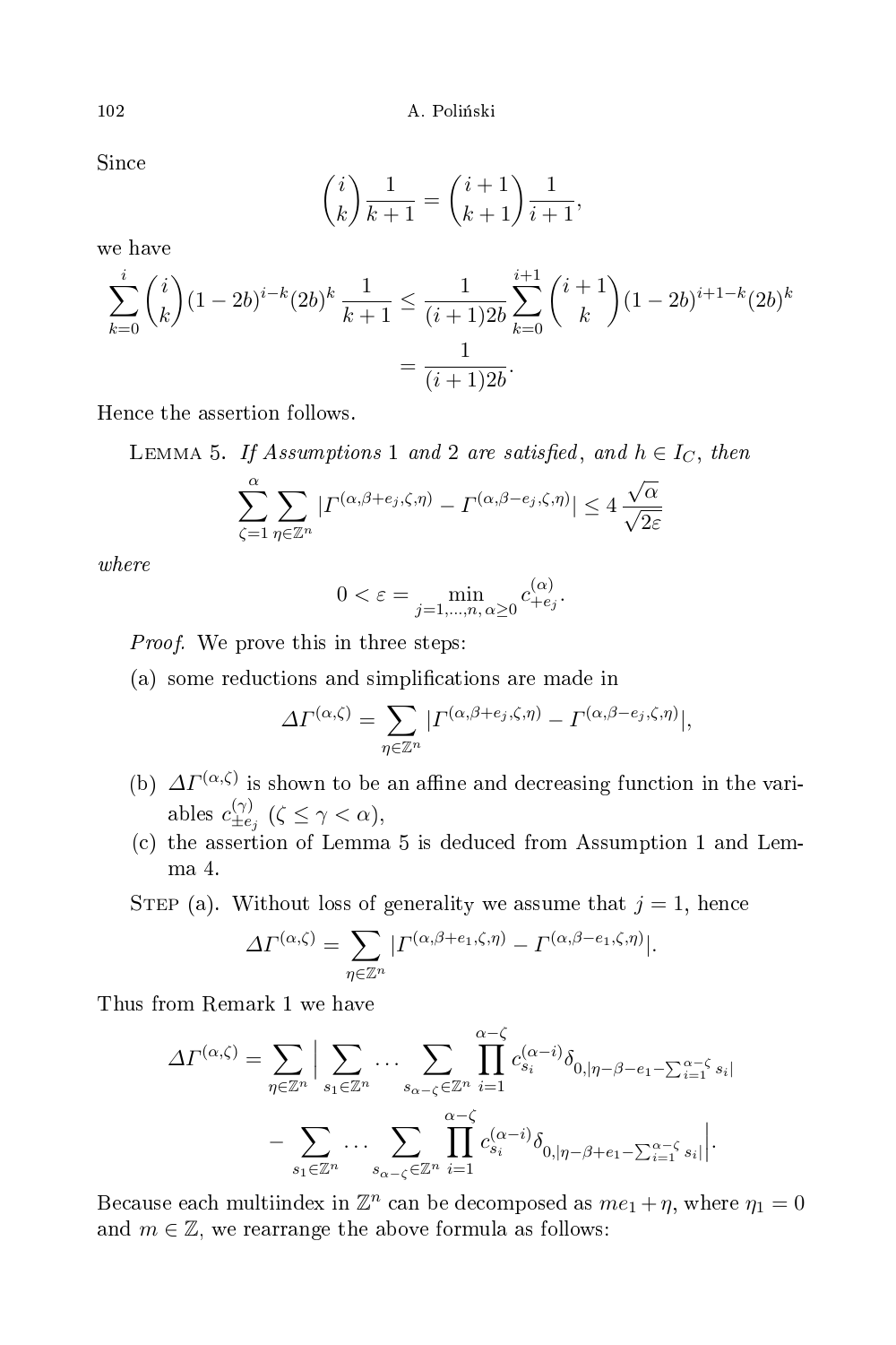Since

$$\binom{i}{k}\frac{1}{k+1} = \binom{i+1}{k+1}\frac{1}{i+1},$$

we have

$$\sum_{k=0}^{i}\binom{i}{k}(1-2b)^{i-k}(2b)^k\,\frac{1}{k+1} \le \frac{1}{(i+1)2b}\sum_{k=0}^{i+1}\binom{i+1}{k}(1-2b)^{i+1-k}(2b)^k = \frac{1}{(i+1)2b}.$$

Hence the assertion follows.

Lemma 5. *If Assumptions* 1 *and* 2 *are satisfied*, *and* $h \in I_C$, *then*

$$\sum_{\zeta=1}^{\alpha}\sum_{\eta\in\mathbb{Z}^n} |\Gamma^{(\alpha,\beta+e_j,\zeta,\eta)} - \Gamma^{(\alpha,\beta-e_j,\zeta,\eta)}| \le 4\,\frac{\sqrt{\alpha}}{\sqrt{2\varepsilon}}$$

*where*

$$0 < \varepsilon = \min_{j=1,\dots,n,\,\alpha\ge 0} c_{+e_j}^{(\alpha)}.$$

*Proof.* We prove this in three steps:

(a) some reductions and simplifications are made in

$$\Delta\Gamma^{(\alpha,\zeta)} = \sum_{\eta\in\mathbb{Z}^n} |\Gamma^{(\alpha,\beta+e_j,\zeta,\eta)} - \Gamma^{(\alpha,\beta-e_j,\zeta,\eta)}|,$$

(b) $\Delta\Gamma^{(\alpha,\zeta)}$ is shown to be an affine and decreasing function in the variables $c_{\pm e_j}^{(\gamma)}$ $(\zeta \le \gamma < \alpha)$,

(c) the assertion of Lemma 5 is deduced from Assumption 1 and Lemma 4.

Step (a). Without loss of generality we assume that $j = 1$, hence

$$\Delta\Gamma^{(\alpha,\zeta)} = \sum_{\eta\in\mathbb{Z}^n} |\Gamma^{(\alpha,\beta+e_1,\zeta,\eta)} - \Gamma^{(\alpha,\beta-e_1,\zeta,\eta)}|.$$

Thus from Remark 1 we have

$$\Delta\Gamma^{(\alpha,\zeta)} = \sum_{\eta\in\mathbb{Z}^n}\Big|\sum_{s_1\in\mathbb{Z}^n}\cdots\sum_{s_{\alpha-\zeta}\in\mathbb{Z}^n}\prod_{i=1}^{\alpha-\zeta} c_{s_i}^{(\alpha-i)}\delta_{0,|\eta-\beta-e_1-\sum_{i=1}^{\alpha-\zeta}s_i|} - \sum_{s_1\in\mathbb{Z}^n}\cdots\sum_{s_{\alpha-\zeta}\in\mathbb{Z}^n}\prod_{i=1}^{\alpha-\zeta} c_{s_i}^{(\alpha-i)}\delta_{0,|\eta-\beta+e_1-\sum_{i=1}^{\alpha-\zeta}s_i|}\Big|.$$

Because each multiindex in $\mathbb{Z}^n$ can be decomposed as $me_1+\eta$, where $\eta_1 = 0$ and $m \in \mathbb{Z}$, we rearrange the above formula as follows: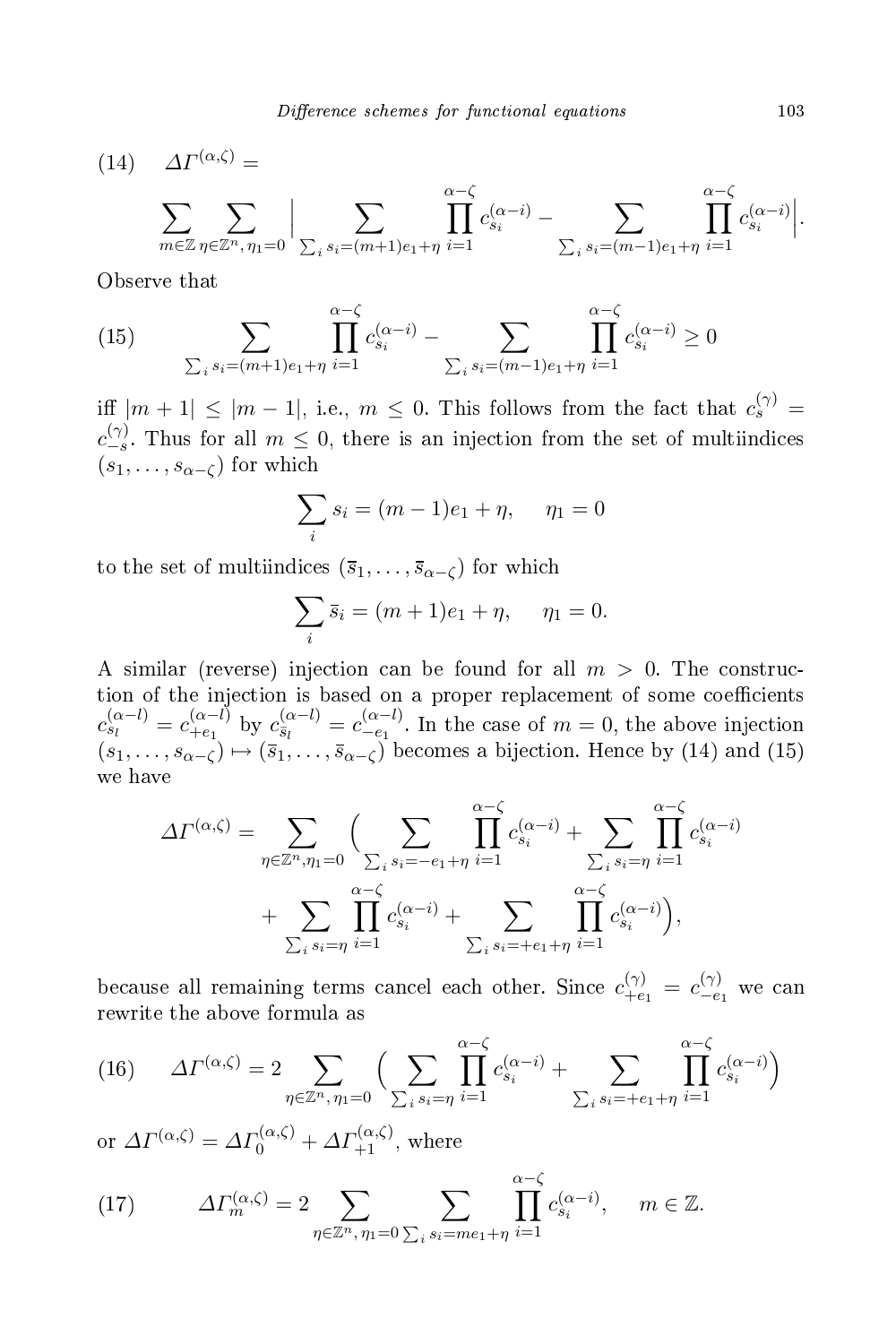$$(14)\quad \Delta\Gamma^{(\alpha,\zeta)} = \sum_{m\in\mathbb{Z}}\sum_{\eta\in\mathbb{Z}^n,\,\eta_1=0}\Big|\sum_{\sum_i s_i=(m+1)e_1+\eta}\prod_{i=1}^{\alpha-\zeta} c_{s_i}^{(\alpha-i)} - \sum_{\sum_i s_i=(m-1)e_1+\eta}\prod_{i=1}^{\alpha-\zeta} c_{s_i}^{(\alpha-i)}\Big|.$$

Observe that

$$(15)\qquad \sum_{\sum_i s_i=(m+1)e_1+\eta}\prod_{i=1}^{\alpha-\zeta} c_{s_i}^{(\alpha-i)} - \sum_{\sum_i s_i=(m-1)e_1+\eta}\prod_{i=1}^{\alpha-\zeta} c_{s_i}^{(\alpha-i)} \geq 0$$

iff $|m+1| \leq |m-1|$, i.e., $m \leq 0$. This follows from the fact that $c_s^{(\gamma)} = c_{-s}^{(\gamma)}$. Thus for all $m \leq 0$, there is an injection from the set of multiindices $(s_1,\ldots,s_{\alpha-\zeta})$ for which

$$\sum_i s_i = (m-1)e_1 + \eta, \qquad \eta_1 = 0$$

to the set of multiindices $(\bar{s}_1,\ldots,\bar{s}_{\alpha-\zeta})$ for which

$$\sum_i \bar{s}_i = (m+1)e_1 + \eta, \qquad \eta_1 = 0.$$

A similar (reverse) injection can be found for all $m > 0$. The construction of the injection is based on a proper replacement of some coefficients $c_{s_l}^{(\alpha-l)} = c_{+e_1}^{(\alpha-l)}$ by $c_{\bar{s}_l}^{(\alpha-l)} = c_{-e_1}^{(\alpha-l)}$. In the case of $m = 0$, the above injection $(s_1,\ldots,s_{\alpha-\zeta}) \mapsto (\bar{s}_1,\ldots,\bar{s}_{\alpha-\zeta})$ becomes a bijection. Hence by (14) and (15) we have

$$\Delta\Gamma^{(\alpha,\zeta)} = \sum_{\eta\in\mathbb{Z}^n,\eta_1=0}\Big(\sum_{\sum_i s_i=-e_1+\eta}\prod_{i=1}^{\alpha-\zeta} c_{s_i}^{(\alpha-i)} + \sum_{\sum_i s_i=\eta}\prod_{i=1}^{\alpha-\zeta} c_{s_i}^{(\alpha-i)} + \sum_{\sum_i s_i=\eta}\prod_{i=1}^{\alpha-\zeta} c_{s_i}^{(\alpha-i)} + \sum_{\sum_i s_i=+e_1+\eta}\prod_{i=1}^{\alpha-\zeta} c_{s_i}^{(\alpha-i)}\Big),$$

because all remaining terms cancel each other. Since $c_{+e_1}^{(\gamma)} = c_{-e_1}^{(\gamma)}$ we can rewrite the above formula as

$$(16)\qquad \Delta\Gamma^{(\alpha,\zeta)} = 2\sum_{\eta\in\mathbb{Z}^n,\,\eta_1=0}\Big(\sum_{\sum_i s_i=\eta}\prod_{i=1}^{\alpha-\zeta} c_{s_i}^{(\alpha-i)} + \sum_{\sum_i s_i=+e_1+\eta}\prod_{i=1}^{\alpha-\zeta} c_{s_i}^{(\alpha-i)}\Big)$$

or $\Delta\Gamma^{(\alpha,\zeta)} = \Delta\Gamma_0^{(\alpha,\zeta)} + \Delta\Gamma_{+1}^{(\alpha,\zeta)}$, where

$$(17)\qquad \Delta\Gamma_m^{(\alpha,\zeta)} = 2\sum_{\eta\in\mathbb{Z}^n,\,\eta_1=0}\sum_{\sum_i s_i=me_1+\eta}\prod_{i=1}^{\alpha-\zeta} c_{s_i}^{(\alpha-i)}, \qquad m\in\mathbb{Z}.$$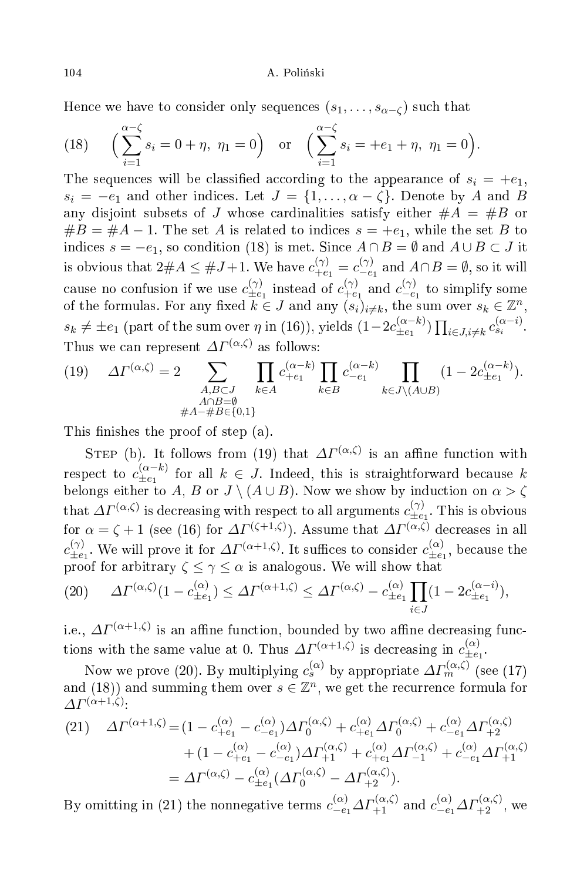Hence we have to consider only sequences $(s_1, \dots, s_{\alpha-\zeta})$ such that

$$(18) \qquad \Big( \sum_{i=1}^{\alpha-\zeta} s_i = 0 + \eta,\ \eta_1 = 0 \Big) \quad \text{or} \quad \Big( \sum_{i=1}^{\alpha-\zeta} s_i = +e_1 + \eta,\ \eta_1 = 0 \Big).$$

The sequences will be classified according to the appearance of $s_i = +e_1$, $s_i = -e_1$ and other indices. Let $J = \{1, \dots, \alpha - \zeta\}$. Denote by $A$ and $B$ any disjoint subsets of $J$ whose cardinalities satisfy either $\#A = \#B$ or $\#B = \#A - 1$. The set $A$ is related to indices $s = +e_1$, while the set $B$ to indices $s = -e_1$, so condition (18) is met. Since $A \cap B = \emptyset$ and $A \cup B \subset J$ it is obvious that $2\#A \le \#J + 1$. We have $c^{(\gamma)}_{+e_1} = c^{(\gamma)}_{-e_1}$ and $A \cap B = \emptyset$, so it will cause no confusion if we use $c^{(\gamma)}_{\pm e_1}$ instead of $c^{(\gamma)}_{+e_1}$ and $c^{(\gamma)}_{-e_1}$ to simplify some of the formulas. For any fixed $k \in J$ and any $(s_i)_{i \ne k}$, the sum over $s_k \in \mathbb{Z}^n$, $s_k \ne \pm e_1$ (part of the sum over $\eta$ in (16)), yields $(1 - 2c^{(\alpha-k)}_{\pm e_1}) \prod_{i \in J, i \ne k} c^{(\alpha-i)}_{s_i}$. Thus we can represent $\Delta\Gamma^{(\alpha,\zeta)}$ as follows:

$$(19) \qquad \Delta\Gamma^{(\alpha,\zeta)} = 2 \sum_{\substack{A,B \subset J \\ A \cap B = \emptyset \\ \#A - \#B \in \{0,1\}}} \prod_{k \in A} c^{(\alpha-k)}_{+e_1} \prod_{k \in B} c^{(\alpha-k)}_{-e_1} \prod_{k \in J \setminus (A \cup B)} (1 - 2c^{(\alpha-k)}_{\pm e_1}).$$

This finishes the proof of step (a).

Step (b). It follows from (19) that $\Delta\Gamma^{(\alpha,\zeta)}$ is an affine function with respect to $c^{(\alpha-k)}_{\pm e_1}$ for all $k \in J$. Indeed, this is straightforward because $k$ belongs either to $A$, $B$ or $J \setminus (A \cup B)$. Now we show by induction on $\alpha > \zeta$ that $\Delta\Gamma^{(\alpha,\zeta)}$ is decreasing with respect to all arguments $c^{(\gamma)}_{\pm e_1}$. This is obvious for $\alpha = \zeta + 1$ (see (16) for $\Delta\Gamma^{(\zeta+1,\zeta)}$). Assume that $\Delta\Gamma^{(\alpha,\zeta)}$ decreases in all $c^{(\gamma)}_{\pm e_1}$. We will prove it for $\Delta\Gamma^{(\alpha+1,\zeta)}$. It suffices to consider $c^{(\alpha)}_{\pm e_1}$, because the proof for arbitrary $\zeta \le \gamma \le \alpha$ is analogous. We will show that

$$(20) \qquad \Delta\Gamma^{(\alpha,\zeta)}(1 - c^{(\alpha)}_{\pm e_1}) \le \Delta\Gamma^{(\alpha+1,\zeta)} \le \Delta\Gamma^{(\alpha,\zeta)} - c^{(\alpha)}_{\pm e_1} \prod_{i \in J} (1 - 2c^{(\alpha-i)}_{\pm e_1}),$$

i.e., $\Delta\Gamma^{(\alpha+1,\zeta)}$ is an affine function, bounded by two affine decreasing functions with the same value at 0. Thus $\Delta\Gamma^{(\alpha+1,\zeta)}$ is decreasing in $c^{(\alpha)}_{\pm e_1}$.

Now we prove (20). By multiplying $c^{(\alpha)}_s$ by appropriate $\Delta\Gamma^{(\alpha,\zeta)}_m$ (see (17) and (18)) and summing them over $s \in \mathbb{Z}^n$, we get the recurrence formula for $\Delta\Gamma^{(\alpha+1,\zeta)}$:

$$\begin{aligned}(21) \qquad \Delta\Gamma^{(\alpha+1,\zeta)} &= (1 - c^{(\alpha)}_{+e_1} - c^{(\alpha)}_{-e_1}) \Delta\Gamma^{(\alpha,\zeta)}_0 + c^{(\alpha)}_{+e_1} \Delta\Gamma^{(\alpha,\zeta)}_0 + c^{(\alpha)}_{-e_1} \Delta\Gamma^{(\alpha,\zeta)}_{+2} \\ &\quad + (1 - c^{(\alpha)}_{+e_1} - c^{(\alpha)}_{-e_1}) \Delta\Gamma^{(\alpha,\zeta)}_{+1} + c^{(\alpha)}_{+e_1} \Delta\Gamma^{(\alpha,\zeta)}_{-1} + c^{(\alpha)}_{-e_1} \Delta\Gamma^{(\alpha,\zeta)}_{+1} \\ &= \Delta\Gamma^{(\alpha,\zeta)} - c^{(\alpha)}_{\pm e_1} (\Delta\Gamma^{(\alpha,\zeta)}_0 - \Delta\Gamma^{(\alpha,\zeta)}_{+2}).\end{aligned}$$

By omitting in (21) the nonnegative terms $c^{(\alpha)}_{-e_1} \Delta\Gamma^{(\alpha,\zeta)}_{+1}$ and $c^{(\alpha)}_{-e_1} \Delta\Gamma^{(\alpha,\zeta)}_{+2}$, we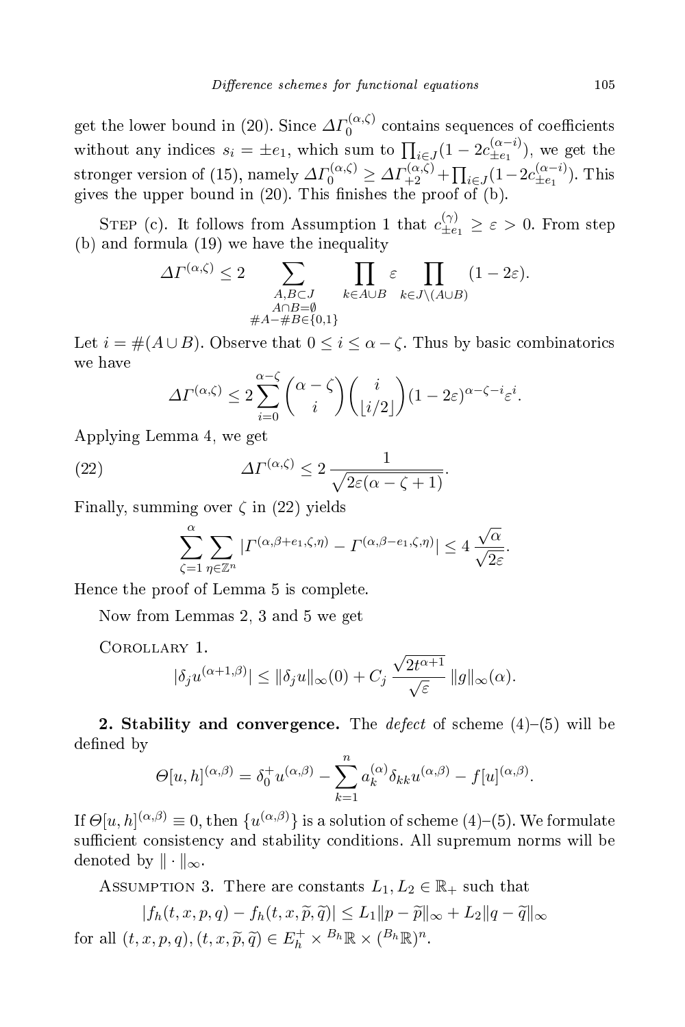get the lower bound in (20). Since $\Delta\Gamma_0^{(\alpha,\zeta)}$ contains sequences of coefficients without any indices $s_i = \pm e_1$, which sum to $\prod_{i\in J}(1-2c_{\pm e_1}^{(\alpha-i)})$, we get the stronger version of (15), namely $\Delta\Gamma_0^{(\alpha,\zeta)} \geq \Delta\Gamma_{+2}^{(\alpha,\zeta)} + \prod_{i\in J}(1-2c_{\pm e_1}^{(\alpha-i)})$. This gives the upper bound in (20). This finishes the proof of (b).

Step (c). It follows from Assumption 1 that $c_{\pm e_1}^{(\gamma)} \geq \varepsilon > 0$. From step (b) and formula (19) we have the inequality

$$\Delta\Gamma^{(\alpha,\zeta)} \leq 2 \sum_{\substack{A,B\subset J\\ A\cap B=\emptyset\\ \#A-\#B\in\{0,1\}}} \prod_{k\in A\cup B} \varepsilon \prod_{k\in J\setminus(A\cup B)} (1-2\varepsilon).$$

Let $i = \#(A\cup B)$. Observe that $0 \leq i \leq \alpha-\zeta$. Thus by basic combinatorics we have

$$\Delta\Gamma^{(\alpha,\zeta)} \leq 2\sum_{i=0}^{\alpha-\zeta} \binom{\alpha-\zeta}{i}\binom{i}{\lfloor i/2\rfloor}(1-2\varepsilon)^{\alpha-\zeta-i}\varepsilon^i.$$

Applying Lemma 4, we get

$$\Delta\Gamma^{(\alpha,\zeta)} \leq 2\,\frac{1}{\sqrt{2\varepsilon(\alpha-\zeta+1)}}. \tag{22}$$

Finally, summing over $\zeta$ in (22) yields

$$\sum_{\zeta=1}^{\alpha}\sum_{\eta\in\mathbb{Z}^n} |\Gamma^{(\alpha,\beta+e_1,\zeta,\eta)} - \Gamma^{(\alpha,\beta-e_1,\zeta,\eta)}| \leq 4\,\frac{\sqrt{\alpha}}{\sqrt{2\varepsilon}}.$$

Hence the proof of Lemma 5 is complete.

Now from Lemmas 2, 3 and 5 we get

Corollary 1.

$$|\delta_j u^{(\alpha+1,\beta)}| \leq \|\delta_j u\|_\infty(0) + C_j\,\frac{\sqrt{2t^{\alpha+1}}}{\sqrt{\varepsilon}}\,\|g\|_\infty(\alpha).$$

**2. Stability and convergence.** The *defect* of scheme (4)–(5) will be defined by

$$\Theta[u,h]^{(\alpha,\beta)} = \delta_0^+ u^{(\alpha,\beta)} - \sum_{k=1}^{n} a_k^{(\alpha)}\delta_{kk}u^{(\alpha,\beta)} - f[u]^{(\alpha,\beta)}.$$

If $\Theta[u,h]^{(\alpha,\beta)} \equiv 0$, then $\{u^{(\alpha,\beta)}\}$ is a solution of scheme (4)–(5). We formulate sufficient consistency and stability conditions. All supremum norms will be denoted by $\|\cdot\|_\infty$.

Assumption 3. There are constants $L_1, L_2 \in \mathbb{R}_+$ such that

$$|f_h(t,x,p,q) - f_h(t,x,\widetilde{p},\widetilde{q})| \leq L_1\|p-\widetilde{p}\|_\infty + L_2\|q-\widetilde{q}\|_\infty$$

for all $(t,x,p,q), (t,x,\widetilde{p},\widetilde{q}) \in E_h^+ \times {}^{B_h}\mathbb{R} \times ({}^{B_h}\mathbb{R})^n$.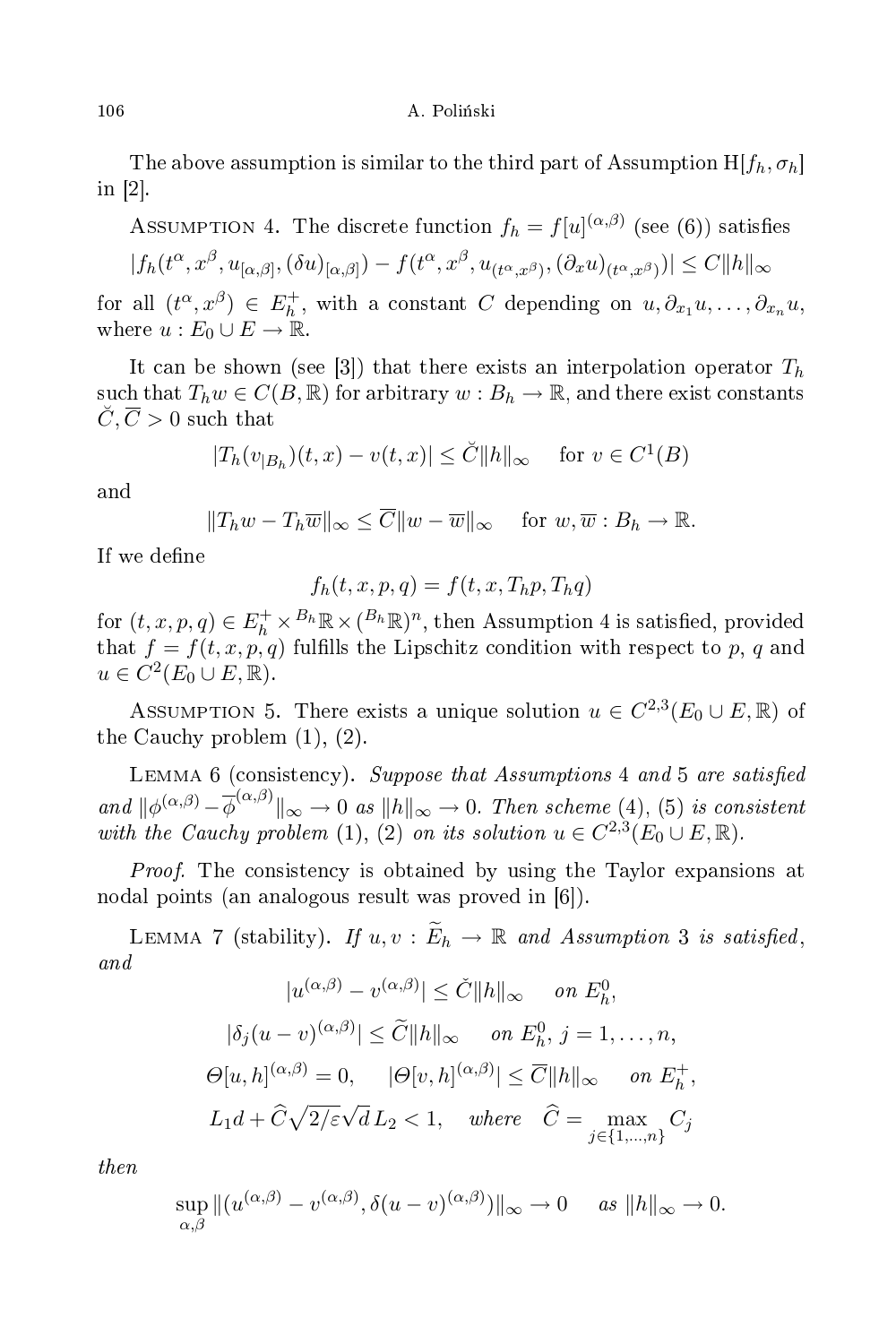The above assumption is similar to the third part of Assumption H$[f_h, \sigma_h]$ in [2].

Assumption 4. The discrete function $f_h = f[u]^{(\alpha,\beta)}$ (see (6)) satisfies

$$|f_h(t^\alpha, x^\beta, u_{[\alpha,\beta]}, (\delta u)_{[\alpha,\beta]}) - f(t^\alpha, x^\beta, u_{(t^\alpha,x^\beta)}, (\partial_x u)_{(t^\alpha,x^\beta)})| \le C\|h\|_\infty$$

for all $(t^\alpha, x^\beta) \in E_h^+$, with a constant $C$ depending on $u, \partial_{x_1} u, \ldots, \partial_{x_n} u$, where $u : E_0 \cup E \to \mathbb{R}$.

It can be shown (see [3]) that there exists an interpolation operator $T_h$ such that $T_h w \in C(B, \mathbb{R})$ for arbitrary $w : B_h \to \mathbb{R}$, and there exist constants $\breve{C}, \overline{C} > 0$ such that

$$|T_h(v_{|B_h})(t,x) - v(t,x)| \le \breve{C}\|h\|_\infty \quad \text{ for } v \in C^1(B)$$

and

$$\|T_h w - T_h \overline{w}\|_\infty \le \overline{C}\|w - \overline{w}\|_\infty \quad \text{ for } w, \overline{w} : B_h \to \mathbb{R}.$$

If we define

$$f_h(t,x,p,q) = f(t,x,T_h p, T_h q)$$

for $(t,x,p,q) \in E_h^+ \times {}^{B_h}\mathbb{R} \times ({}^{B_h}\mathbb{R})^n$, then Assumption 4 is satisfied, provided that $f = f(t,x,p,q)$ fulfills the Lipschitz condition with respect to $p$, $q$ and $u \in C^2(E_0 \cup E, \mathbb{R})$.

Assumption 5. There exists a unique solution $u \in C^{2,3}(E_0 \cup E, \mathbb{R})$ of the Cauchy problem (1), (2).

Lemma 6 (consistency). *Suppose that Assumptions 4 and 5 are satisfied and $\|\phi^{(\alpha,\beta)} - \overline{\phi}^{(\alpha,\beta)}\|_\infty \to 0$ as $\|h\|_\infty \to 0$. Then scheme (4), (5) is consistent with the Cauchy problem (1), (2) on its solution $u \in C^{2,3}(E_0 \cup E, \mathbb{R})$.*

*Proof.* The consistency is obtained by using the Taylor expansions at nodal points (an analogous result was proved in [6]).

Lemma 7 (stability). *If $u, v : \widetilde{E}_h \to \mathbb{R}$ and Assumption 3 is satisfied, and*

$$|u^{(\alpha,\beta)} - v^{(\alpha,\beta)}| \le \breve{C}\|h\|_\infty \quad \text{on } E_h^0,$$

$$|\delta_j(u - v)^{(\alpha,\beta)}| \le \widetilde{C}\|h\|_\infty \quad \text{on } E_h^0,\ j = 1, \ldots, n,$$

$$\Theta[u,h]^{(\alpha,\beta)} = 0, \quad |\Theta[v,h]^{(\alpha,\beta)}| \le \overline{C}\|h\|_\infty \quad \text{on } E_h^+,$$

$$L_1 d + \widehat{C}\sqrt{2/\varepsilon}\sqrt{d}\, L_2 < 1, \quad \text{where } \widehat{C} = \max_{j \in \{1,\ldots,n\}} C_j$$

*then*

$$\sup_{\alpha,\beta} \|(u^{(\alpha,\beta)} - v^{(\alpha,\beta)}, \delta(u-v)^{(\alpha,\beta)})\|_\infty \to 0 \quad \text{ as } \|h\|_\infty \to 0.$$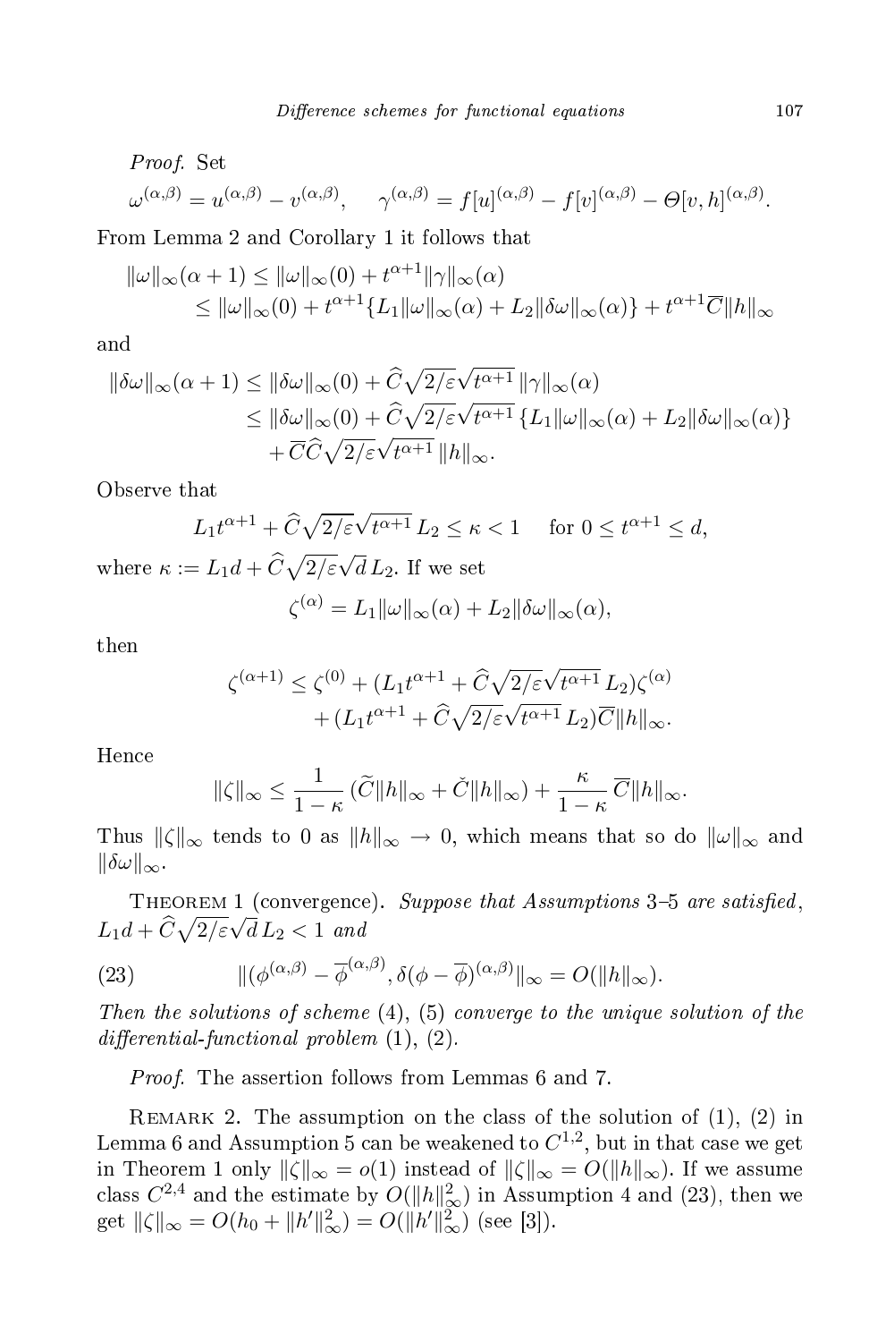*Proof.* Set

$$\omega^{(\alpha,\beta)} = u^{(\alpha,\beta)} - v^{(\alpha,\beta)}, \quad \gamma^{(\alpha,\beta)} = f[u]^{(\alpha,\beta)} - f[v]^{(\alpha,\beta)} - \Theta[v,h]^{(\alpha,\beta)}.$$

From Lemma 2 and Corollary 1 it follows that

$$\begin{aligned}\|\omega\|_\infty(\alpha+1) &\le \|\omega\|_\infty(0) + t^{\alpha+1}\|\gamma\|_\infty(\alpha)\\ &\le \|\omega\|_\infty(0) + t^{\alpha+1}\{L_1\|\omega\|_\infty(\alpha) + L_2\|\delta\omega\|_\infty(\alpha)\} + t^{\alpha+1}\overline{C}\|h\|_\infty\end{aligned}$$

and

$$\begin{aligned}\|\delta\omega\|_\infty(\alpha+1) &\le \|\delta\omega\|_\infty(0) + \widehat{C}\sqrt{2/\varepsilon}\sqrt{t^{\alpha+1}}\,\|\gamma\|_\infty(\alpha)\\ &\le \|\delta\omega\|_\infty(0) + \widehat{C}\sqrt{2/\varepsilon}\sqrt{t^{\alpha+1}}\,\{L_1\|\omega\|_\infty(\alpha) + L_2\|\delta\omega\|_\infty(\alpha)\}\\ &\quad + \overline{C}\widehat{C}\sqrt{2/\varepsilon}\sqrt{t^{\alpha+1}}\,\|h\|_\infty.\end{aligned}$$

Observe that

$$L_1 t^{\alpha+1} + \widehat{C}\sqrt{2/\varepsilon}\sqrt{t^{\alpha+1}}\,L_2 \le \kappa < 1 \quad \text{ for } 0 \le t^{\alpha+1} \le d,$$

where $\kappa := L_1 d + \widehat{C}\sqrt{2/\varepsilon}\sqrt{d}\,L_2$. If we set

$$\zeta^{(\alpha)} = L_1\|\omega\|_\infty(\alpha) + L_2\|\delta\omega\|_\infty(\alpha),$$

then

$$\begin{aligned}\zeta^{(\alpha+1)} &\le \zeta^{(0)} + (L_1 t^{\alpha+1} + \widehat{C}\sqrt{2/\varepsilon}\sqrt{t^{\alpha+1}}\,L_2)\zeta^{(\alpha)}\\ &\quad + (L_1 t^{\alpha+1} + \widehat{C}\sqrt{2/\varepsilon}\sqrt{t^{\alpha+1}}\,L_2)\overline{C}\|h\|_\infty.\end{aligned}$$

Hence

$$\|\zeta\|_\infty \le \frac{1}{1-\kappa}\,(\widetilde{C}\|h\|_\infty + \check{C}\|h\|_\infty) + \frac{\kappa}{1-\kappa}\,\overline{C}\|h\|_\infty.$$

Thus $\|\zeta\|_\infty$ tends to 0 as $\|h\|_\infty \to 0$, which means that so do $\|\omega\|_\infty$ and $\|\delta\omega\|_\infty$.

Theorem 1 (convergence). *Suppose that Assumptions* 3–5 *are satisfied*, $L_1 d + \widehat{C}\sqrt{2/\varepsilon}\sqrt{d}\,L_2 < 1$ *and*

$$\|(\phi^{(\alpha,\beta)} - \overline{\phi}^{(\alpha,\beta)}, \delta(\phi - \overline{\phi})^{(\alpha,\beta)}\|_\infty = O(\|h\|_\infty). \tag{23}$$

*Then the solutions of scheme* (4), (5) *converge to the unique solution of the differential-functional problem* (1), (2).

*Proof.* The assertion follows from Lemmas 6 and 7.

Remark 2. The assumption on the class of the solution of (1), (2) in Lemma 6 and Assumption 5 can be weakened to $C^{1,2}$, but in that case we get in Theorem 1 only $\|\zeta\|_\infty = o(1)$ instead of $\|\zeta\|_\infty = O(\|h\|_\infty)$. If we assume class $C^{2,4}$ and the estimate by $O(\|h\|_\infty^2)$ in Assumption 4 and (23), then we get $\|\zeta\|_\infty = O(h_0 + \|h'\|_\infty^2) = O(\|h'\|_\infty^2)$ (see [3]).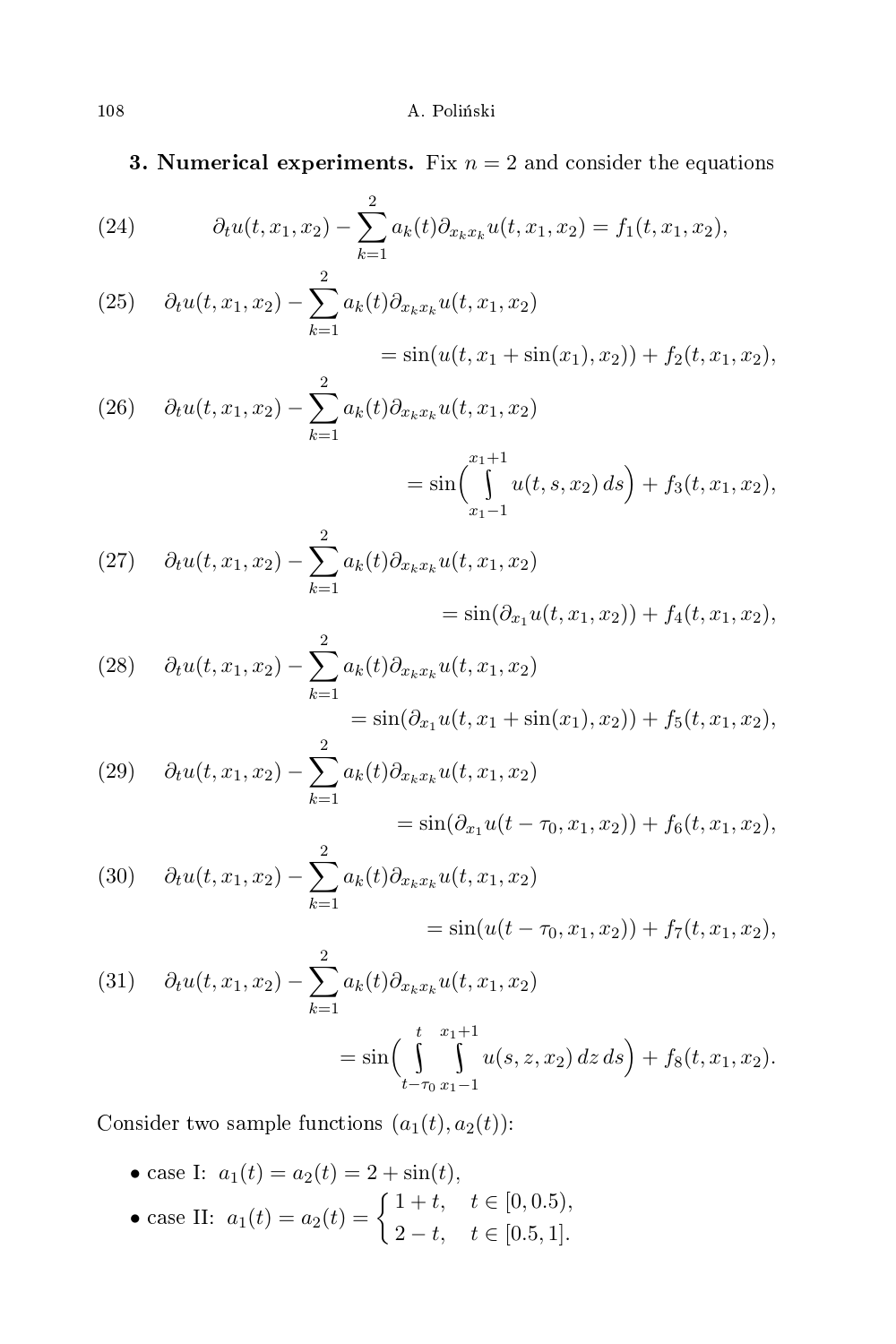**3. Numerical experiments.** Fix $n = 2$ and consider the equations

$$\partial_t u(t,x_1,x_2) - \sum_{k=1}^{2} a_k(t)\partial_{x_k x_k} u(t,x_1,x_2) = f_1(t,x_1,x_2), \tag{24}$$

$$\partial_t u(t,x_1,x_2) - \sum_{k=1}^{2} a_k(t)\partial_{x_k x_k} u(t,x_1,x_2) = \sin(u(t,x_1+\sin(x_1),x_2)) + f_2(t,x_1,x_2), \tag{25}$$

$$\partial_t u(t,x_1,x_2) - \sum_{k=1}^{2} a_k(t)\partial_{x_k x_k} u(t,x_1,x_2) = \sin\Big(\int_{x_1-1}^{x_1+1} u(t,s,x_2)\,ds\Big) + f_3(t,x_1,x_2), \tag{26}$$

$$\partial_t u(t,x_1,x_2) - \sum_{k=1}^{2} a_k(t)\partial_{x_k x_k} u(t,x_1,x_2) = \sin(\partial_{x_1} u(t,x_1,x_2)) + f_4(t,x_1,x_2), \tag{27}$$

$$\partial_t u(t,x_1,x_2) - \sum_{k=1}^{2} a_k(t)\partial_{x_k x_k} u(t,x_1,x_2) = \sin(\partial_{x_1} u(t,x_1+\sin(x_1),x_2)) + f_5(t,x_1,x_2), \tag{28}$$

$$\partial_t u(t,x_1,x_2) - \sum_{k=1}^{2} a_k(t)\partial_{x_k x_k} u(t,x_1,x_2) = \sin(\partial_{x_1} u(t-\tau_0,x_1,x_2)) + f_6(t,x_1,x_2), \tag{29}$$

$$\partial_t u(t,x_1,x_2) - \sum_{k=1}^{2} a_k(t)\partial_{x_k x_k} u(t,x_1,x_2) = \sin(u(t-\tau_0,x_1,x_2)) + f_7(t,x_1,x_2), \tag{30}$$

$$\partial_t u(t,x_1,x_2) - \sum_{k=1}^{2} a_k(t)\partial_{x_k x_k} u(t,x_1,x_2) = \sin\Big(\int_{t-\tau_0}^{t}\int_{x_1-1}^{x_1+1} u(s,z,x_2)\,dz\,ds\Big) + f_8(t,x_1,x_2). \tag{31}$$

Consider two sample functions $(a_1(t), a_2(t))$:

- case I: $a_1(t) = a_2(t) = 2 + \sin(t)$,
- case II: $a_1(t) = a_2(t) = \begin{cases} 1+t, & t \in [0, 0.5), \\ 2-t, & t \in [0.5, 1]. \end{cases}$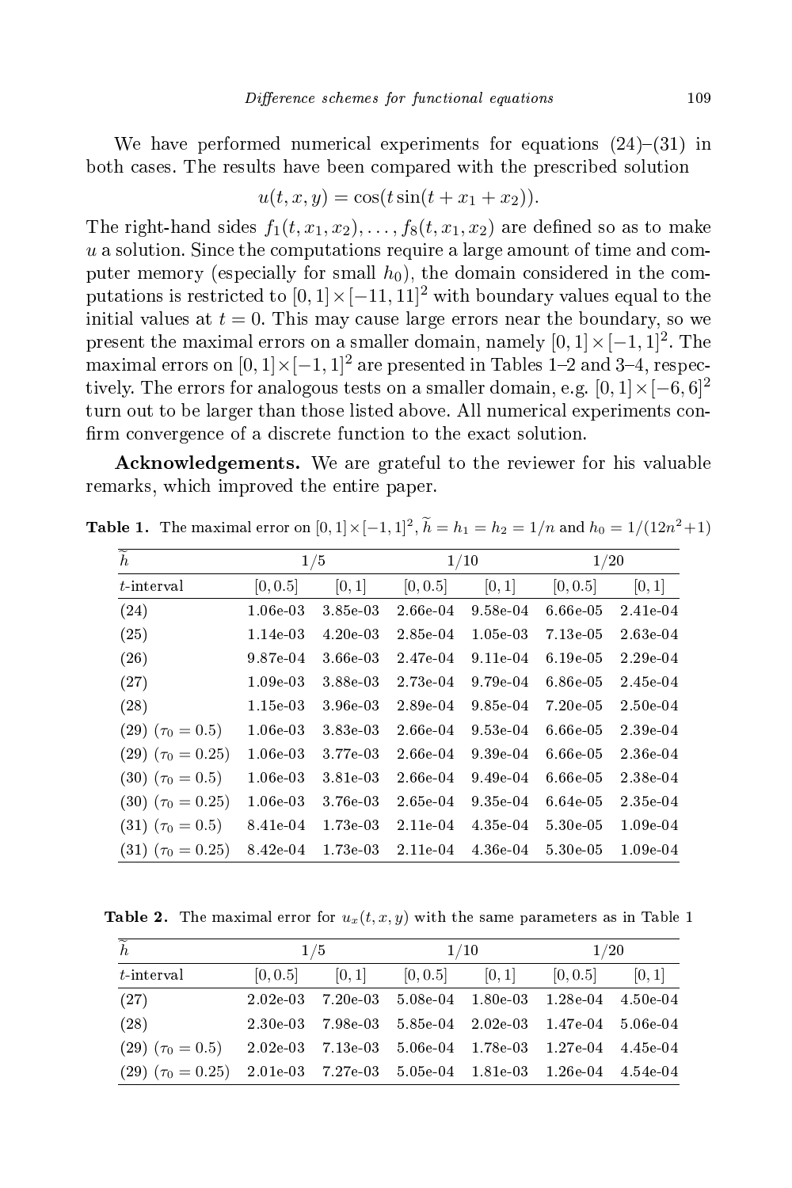We have performed numerical experiments for equations (24)–(31) in both cases. The results have been compared with the prescribed solution

$$u(t, x, y) = \cos(t \sin(t + x_1 + x_2)).$$

The right-hand sides $f_1(t, x_1, x_2), \ldots, f_8(t, x_1, x_2)$ are defined so as to make $u$ a solution. Since the computations require a large amount of time and computer memory (especially for small $h_0$), the domain considered in the computations is restricted to $[0, 1] \times [-11, 11]^2$ with boundary values equal to the initial values at $t = 0$. This may cause large errors near the boundary, so we present the maximal errors on a smaller domain, namely $[0, 1] \times [-1, 1]^2$. The maximal errors on $[0, 1] \times [-1, 1]^2$ are presented in Tables 1–2 and 3–4, respectively. The errors for analogous tests on a smaller domain, e.g. $[0, 1] \times [-6, 6]^2$ turn out to be larger than those listed above. All numerical experiments confirm convergence of a discrete function to the exact solution.

**Acknowledgements.** We are grateful to the reviewer for his valuable remarks, which improved the entire paper.

**Table 1.** The maximal error on $[0, 1] \times [-1, 1]^2$, $\widetilde{h} = h_1 = h_2 = 1/n$ and $h_0 = 1/(12n^2 + 1)$

| $\widetilde{h}$ | $1/5$ | | $1/10$ | | $1/20$ | |
|---|---|---|---|---|---|---|
| $t$-interval | $[0, 0.5]$ | $[0, 1]$ | $[0, 0.5]$ | $[0, 1]$ | $[0, 0.5]$ | $[0, 1]$ |
| (24) | 1.06e-03 | 3.85e-03 | 2.66e-04 | 9.58e-04 | 6.66e-05 | 2.41e-04 |
| (25) | 1.14e-03 | 4.20e-03 | 2.85e-04 | 1.05e-03 | 7.13e-05 | 2.63e-04 |
| (26) | 9.87e-04 | 3.66e-03 | 2.47e-04 | 9.11e-04 | 6.19e-05 | 2.29e-04 |
| (27) | 1.09e-03 | 3.88e-03 | 2.73e-04 | 9.79e-04 | 6.86e-05 | 2.45e-04 |
| (28) | 1.15e-03 | 3.96e-03 | 2.89e-04 | 9.85e-04 | 7.20e-05 | 2.50e-04 |
| (29) ($\tau_0 = 0.5$) | 1.06e-03 | 3.83e-03 | 2.66e-04 | 9.53e-04 | 6.66e-05 | 2.39e-04 |
| (29) ($\tau_0 = 0.25$) | 1.06e-03 | 3.77e-03 | 2.66e-04 | 9.39e-04 | 6.66e-05 | 2.36e-04 |
| (30) ($\tau_0 = 0.5$) | 1.06e-03 | 3.81e-03 | 2.66e-04 | 9.49e-04 | 6.66e-05 | 2.38e-04 |
| (30) ($\tau_0 = 0.25$) | 1.06e-03 | 3.76e-03 | 2.65e-04 | 9.35e-04 | 6.64e-05 | 2.35e-04 |
| (31) ($\tau_0 = 0.5$) | 8.41e-04 | 1.73e-03 | 2.11e-04 | 4.35e-04 | 5.30e-05 | 1.09e-04 |
| (31) ($\tau_0 = 0.25$) | 8.42e-04 | 1.73e-03 | 2.11e-04 | 4.36e-04 | 5.30e-05 | 1.09e-04 |

**Table 2.** The maximal error for $u_x(t, x, y)$ with the same parameters as in Table 1

| $\widetilde{h}$ | $1/5$ | | $1/10$ | | $1/20$ | |
|---|---|---|---|---|---|---|
| $t$-interval | $[0, 0.5]$ | $[0, 1]$ | $[0, 0.5]$ | $[0, 1]$ | $[0, 0.5]$ | $[0, 1]$ |
| (27) | 2.02e-03 | 7.20e-03 | 5.08e-04 | 1.80e-03 | 1.28e-04 | 4.50e-04 |
| (28) | 2.30e-03 | 7.98e-03 | 5.85e-04 | 2.02e-03 | 1.47e-04 | 5.06e-04 |
| (29) ($\tau_0 = 0.5$) | 2.02e-03 | 7.13e-03 | 5.06e-04 | 1.78e-03 | 1.27e-04 | 4.45e-04 |
| (29) ($\tau_0 = 0.25$) | 2.01e-03 | 7.27e-03 | 5.05e-04 | 1.81e-03 | 1.26e-04 | 4.54e-04 |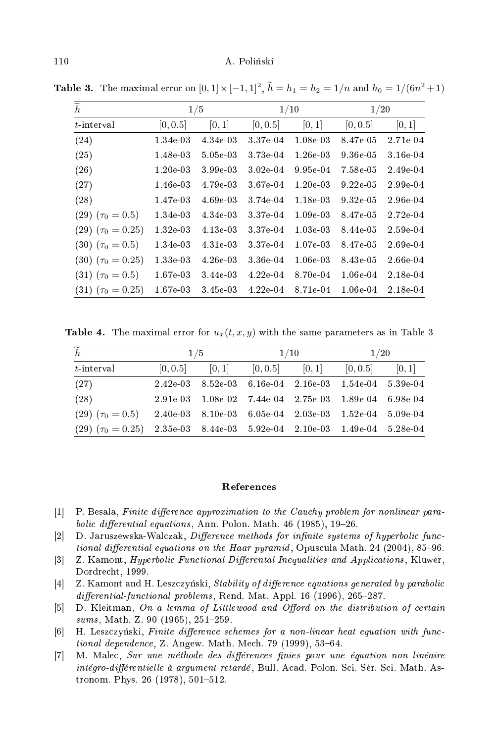**Table 3.** The maximal error on $[0,1]\times[-1,1]^2$, $\widetilde{h}=h_1=h_2=1/n$ and $h_0=1/(6n^2+1)$

| $\widetilde{h}$ | $1/5$ | | $1/10$ | | $1/20$ | |
|---|---|---|---|---|---|---|
| $t$-interval | $[0,0.5]$ | $[0,1]$ | $[0,0.5]$ | $[0,1]$ | $[0,0.5]$ | $[0,1]$ |
| (24) | 1.34e-03 | 4.34e-03 | 3.37e-04 | 1.08e-03 | 8.47e-05 | 2.71e-04 |
| (25) | 1.48e-03 | 5.05e-03 | 3.73e-04 | 1.26e-03 | 9.36e-05 | 3.16e-04 |
| (26) | 1.20e-03 | 3.99e-03 | 3.02e-04 | 9.95e-04 | 7.58e-05 | 2.49e-04 |
| (27) | 1.46e-03 | 4.79e-03 | 3.67e-04 | 1.20e-03 | 9.22e-05 | 2.99e-04 |
| (28) | 1.47e-03 | 4.69e-03 | 3.74e-04 | 1.18e-03 | 9.32e-05 | 2.96e-04 |
| (29) ($\tau_0=0.5$) | 1.34e-03 | 4.34e-03 | 3.37e-04 | 1.09e-03 | 8.47e-05 | 2.72e-04 |
| (29) ($\tau_0=0.25$) | 1.32e-03 | 4.13e-03 | 3.37e-04 | 1.03e-03 | 8.44e-05 | 2.59e-04 |
| (30) ($\tau_0=0.5$) | 1.34e-03 | 4.31e-03 | 3.37e-04 | 1.07e-03 | 8.47e-05 | 2.69e-04 |
| (30) ($\tau_0=0.25$) | 1.33e-03 | 4.26e-03 | 3.36e-04 | 1.06e-03 | 8.43e-05 | 2.66e-04 |
| (31) ($\tau_0=0.5$) | 1.67e-03 | 3.44e-03 | 4.22e-04 | 8.70e-04 | 1.06e-04 | 2.18e-04 |
| (31) ($\tau_0=0.25$) | 1.67e-03 | 3.45e-03 | 4.22e-04 | 8.71e-04 | 1.06e-04 | 2.18e-04 |

**Table 4.** The maximal error for $u_x(t,x,y)$ with the same parameters as in Table 3

| $\widetilde{h}$ | $1/5$ | | $1/10$ | | $1/20$ | |
|---|---|---|---|---|---|---|
| $t$-interval | $[0,0.5]$ | $[0,1]$ | $[0,0.5]$ | $[0,1]$ | $[0,0.5]$ | $[0,1]$ |
| (27) | 2.42e-03 | 8.52e-03 | 6.16e-04 | 2.16e-03 | 1.54e-04 | 5.39e-04 |
| (28) | 2.91e-03 | 1.08e-02 | 7.44e-04 | 2.75e-03 | 1.89e-04 | 6.98e-04 |
| (29) ($\tau_0=0.5$) | 2.40e-03 | 8.10e-03 | 6.05e-04 | 2.03e-03 | 1.52e-04 | 5.09e-04 |
| (29) ($\tau_0=0.25$) | 2.35e-03 | 8.44e-03 | 5.92e-04 | 2.10e-03 | 1.49e-04 | 5.28e-04 |

## References

[1] P. Besala, *Finite difference approximation to the Cauchy problem for nonlinear parabolic differential equations*, Ann. Polon. Math. 46 (1985), 19–26.

[2] D. Jaruszewska-Walczak, *Difference methods for infinite systems of hyperbolic functional differential equations on the Haar pyramid*, Opuscula Math. 24 (2004), 85–96.

[3] Z. Kamont, *Hyperbolic Functional Differental Inequalities and Applications*, Kluwer, Dordrecht, 1999.

[4] Z. Kamont and H. Leszczyński, *Stability of difference equations generated by parabolic differential-functional problems*, Rend. Mat. Appl. 16 (1996), 265–287.

[5] D. Kleitman, *On a lemma of Littlewood and Offord on the distribution of certain sums*, Math. Z. 90 (1965), 251–259.

[6] H. Leszczyński, *Finite difference schemes for a non-linear heat equation with functional dependence,* Z. Angew. Math. Mech. 79 (1999), 53–64.

[7] M. Malec, *Sur une méthode des différences finies pour une équation non linéaire intégro-différentielle à argument retardé*, Bull. Acad. Polon. Sci. Sér. Sci. Math. Astronom. Phys. 26 (1978), 501–512.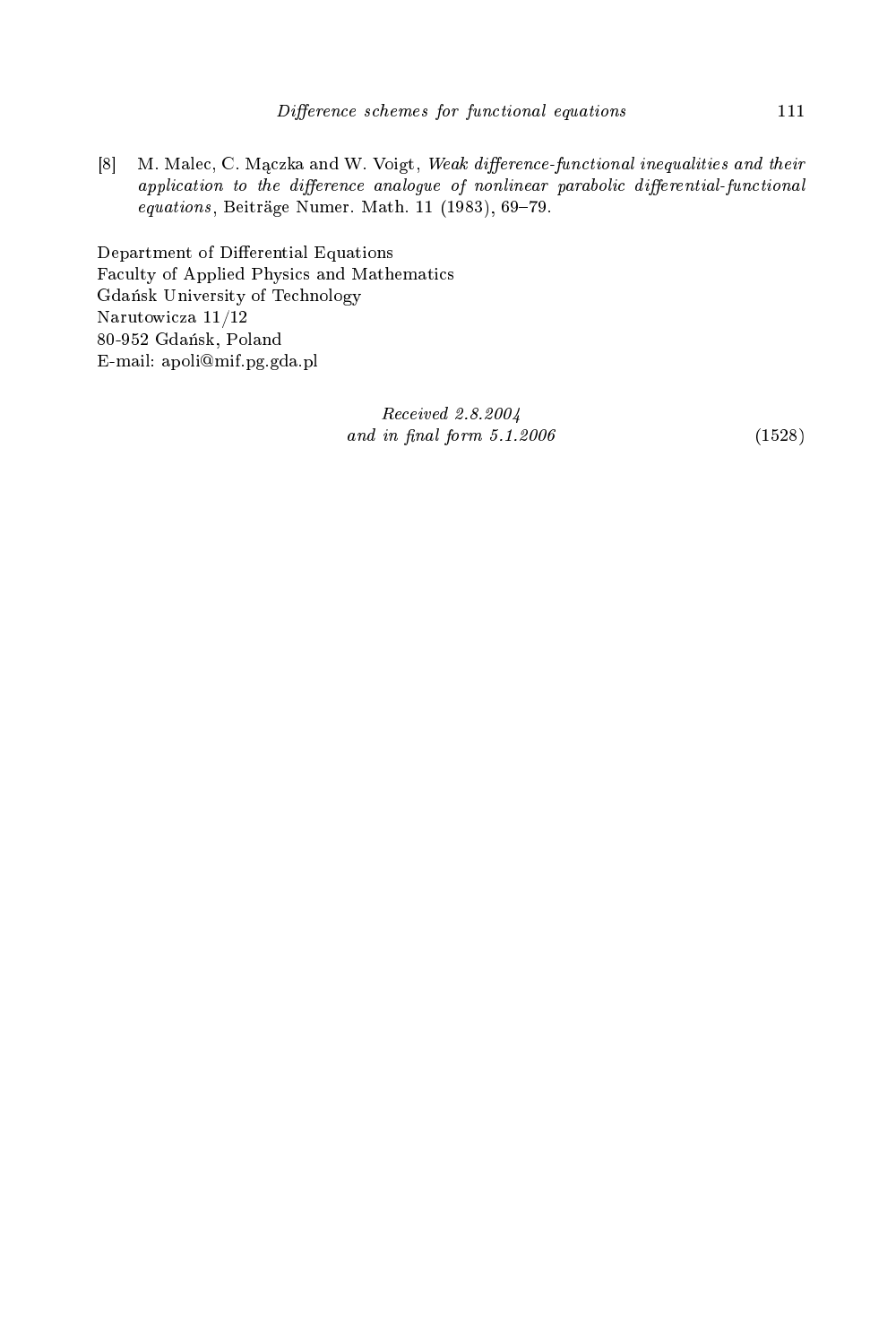[8] M. Malec, C. Mączka and W. Voigt, *Weak difference-functional inequalities and their application to the difference analogue of nonlinear parabolic differential-functional equations*, Beiträge Numer. Math. 11 (1983), 69–79.

Department of Differential Equations
Faculty of Applied Physics and Mathematics
Gdańsk University of Technology
Narutowicza 11/12
80-952 Gdańsk, Poland
E-mail: apoli@mif.pg.gda.pl

*Received 2.8.2004*
*and in final form 5.1.2006* (1528)